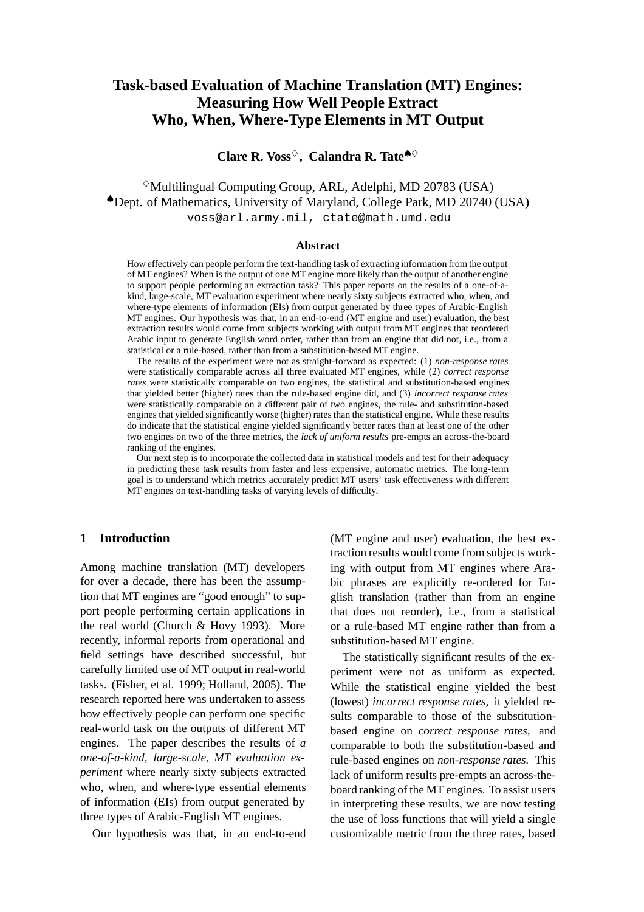# Task-based Evaluation of Machine Translation (MT) Engines: Measuring How Well People Extract Who, When, Where-Type Elements in MT Output

**Clare R. Voss**[◇], **Calandra R. Tate**[♠◇]

[◇]Multilingual Computing Group, ARL, Adelphi, MD 20783 (USA)
[♠]Dept. of Mathematics, University of Maryland, College Park, MD 20740 (USA)
voss@arl.army.mil, ctate@math.umd.edu

## Abstract

How effectively can people perform the text-handling task of extracting information from the output of MT engines? When is the output of one MT engine more likely than the output of another engine to support people performing an extraction task? This paper reports on the results of a one-of-a-kind, large-scale, MT evaluation experiment where nearly sixty subjects extracted who, when, and where-type elements of information (EIs) from output generated by three types of Arabic-English MT engines. Our hypothesis was that, in an end-to-end (MT engine and user) evaluation, the best extraction results would come from subjects working with output from MT engines that reordered Arabic input to generate English word order, rather than from an engine that did not, i.e., from a statistical or a rule-based, rather than from a substitution-based MT engine.

The results of the experiment were not as straight-forward as expected: (1) *non-response rates* were statistically comparable across all three evaluated MT engines, while (2) *correct response rates* were statistically comparable on two engines, the statistical and substitution-based engines that yielded better (higher) rates than the rule-based engine did, and (3) *incorrect response rates* were statistically comparable on a different pair of two engines, the rule- and substitution-based engines that yielded significantly worse (higher) rates than the statistical engine. While these results do indicate that the statistical engine yielded significantly better rates than at least one of the other two engines on two of the three metrics, the *lack of uniform results* pre-empts an across-the-board ranking of the engines.

Our next step is to incorporate the collected data in statistical models and test for their adequacy in predicting these task results from faster and less expensive, automatic metrics. The long-term goal is to understand which metrics accurately predict MT users' task effectiveness with different MT engines on text-handling tasks of varying levels of difficulty.

## 1 Introduction

Among machine translation (MT) developers for over a decade, there has been the assumption that MT engines are "good enough" to support people performing certain applications in the real world (Church & Hovy 1993). More recently, informal reports from operational and field settings have described successful, but carefully limited use of MT output in real-world tasks. (Fisher, et al. 1999; Holland, 2005). The research reported here was undertaken to assess how effectively people can perform one specific real-world task on the outputs of different MT engines. The paper describes the results of *a one-of-a-kind, large-scale, MT evaluation experiment* where nearly sixty subjects extracted who, when, and where-type essential elements of information (EIs) from output generated by three types of Arabic-English MT engines.

Our hypothesis was that, in an end-to-end (MT engine and user) evaluation, the best extraction results would come from subjects working with output from MT engines where Arabic phrases are explicitly re-ordered for English translation (rather than from an engine that does not reorder), i.e., from a statistical or a rule-based MT engine rather than from a substitution-based MT engine.

The statistically significant results of the experiment were not as uniform as expected. While the statistical engine yielded the best (lowest) *incorrect response rates*, it yielded results comparable to those of the substitution-based engine on *correct response rates*, and comparable to both the substitution-based and rule-based engines on *non-response rates*. This lack of uniform results pre-empts an across-the-board ranking of the MT engines. To assist users in interpreting these results, we are now testing the use of loss functions that will yield a single customizable metric from the three rates, based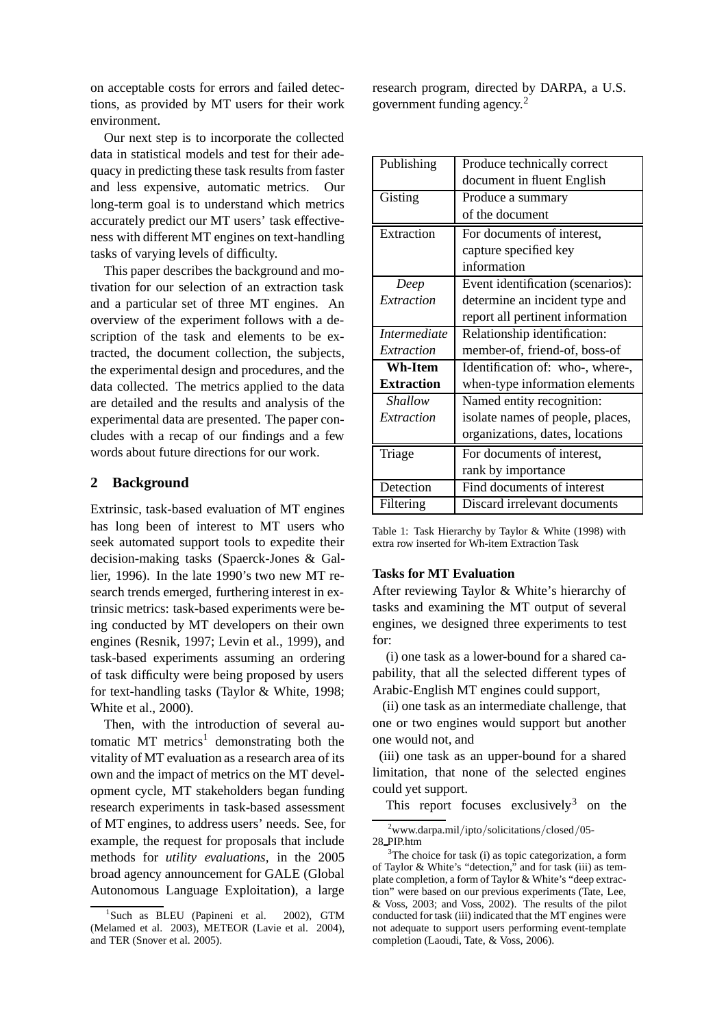on acceptable costs for errors and failed detections, as provided by MT users for their work environment.

Our next step is to incorporate the collected data in statistical models and test for their adequacy in predicting these task results from faster and less expensive, automatic metrics. Our long-term goal is to understand which metrics accurately predict our MT users' task effectiveness with different MT engines on text-handling tasks of varying levels of difficulty.

This paper describes the background and motivation for our selection of an extraction task and a particular set of three MT engines. An overview of the experiment follows with a description of the task and elements to be extracted, the document collection, the subjects, the experimental design and procedures, and the data collected. The metrics applied to the data are detailed and the results and analysis of the experimental data are presented. The paper concludes with a recap of our findings and a few words about future directions for our work.

## 2 Background

Extrinsic, task-based evaluation of MT engines has long been of interest to MT users who seek automated support tools to expedite their decision-making tasks (Spaerck-Jones & Gallier, 1996). In the late 1990's two new MT research trends emerged, furthering interest in extrinsic metrics: task-based experiments were being conducted by MT developers on their own engines (Resnik, 1997; Levin et al., 1999), and task-based experiments assuming an ordering of task difficulty were being proposed by users for text-handling tasks (Taylor & White, 1998; White et al., 2000).

Then, with the introduction of several automatic MT metrics[1] demonstrating both the vitality of MT evaluation as a research area of its own and the impact of metrics on the MT development cycle, MT stakeholders began funding research experiments in task-based assessment of MT engines, to address users' needs. See, for example, the request for proposals that include methods for *utility evaluations*, in the 2005 broad agency announcement for GALE (Global Autonomous Language Exploitation), a large research program, directed by DARPA, a U.S. government funding agency.[2]

| Publishing | Produce technically correct document in fluent English |
|---|---|
| Gisting | Produce a summary of the document |
| Extraction | For documents of interest, capture specified key information |
| *Deep Extraction* | Event identification (scenarios): determine an incident type and report all pertinent information |
| *Intermediate Extraction* | Relationship identification: member-of, friend-of, boss-of |
| **Wh-Item Extraction** | Identification of: who-, where-, when-type information elements |
| *Shallow Extraction* | Named entity recognition: isolate names of people, places, organizations, dates, locations |
| Triage | For documents of interest, rank by importance |
| Detection | Find documents of interest |
| Filtering | Discard irrelevant documents |

Table 1: Task Hierarchy by Taylor & White (1998) with extra row inserted for Wh-item Extraction Task

**Tasks for MT Evaluation**

After reviewing Taylor & White's hierarchy of tasks and examining the MT output of several engines, we designed three experiments to test for:

(i) one task as a lower-bound for a shared capability, that all the selected different types of Arabic-English MT engines could support,

(ii) one task as an intermediate challenge, that one or two engines would support but another one would not, and

(iii) one task as an upper-bound for a shared limitation, that none of the selected engines could yet support.

This report focuses exclusively[3] on the

[1] Such as BLEU (Papineni et al. 2002), GTM (Melamed et al. 2003), METEOR (Lavie et al. 2004), and TER (Snover et al. 2005).

[2] www.darpa.mil/ipto/solicitations/closed/05-28_PIP.htm

[3] The choice for task (i) as topic categorization, a form of Taylor & White's "detection," and for task (iii) as template completion, a form of Taylor & White's "deep extraction" were based on our previous experiments (Tate, Lee, & Voss, 2003; and Voss, 2002). The results of the pilot conducted for task (iii) indicated that the MT engines were not adequate to support users performing event-template completion (Laoudi, Tate, & Voss, 2006).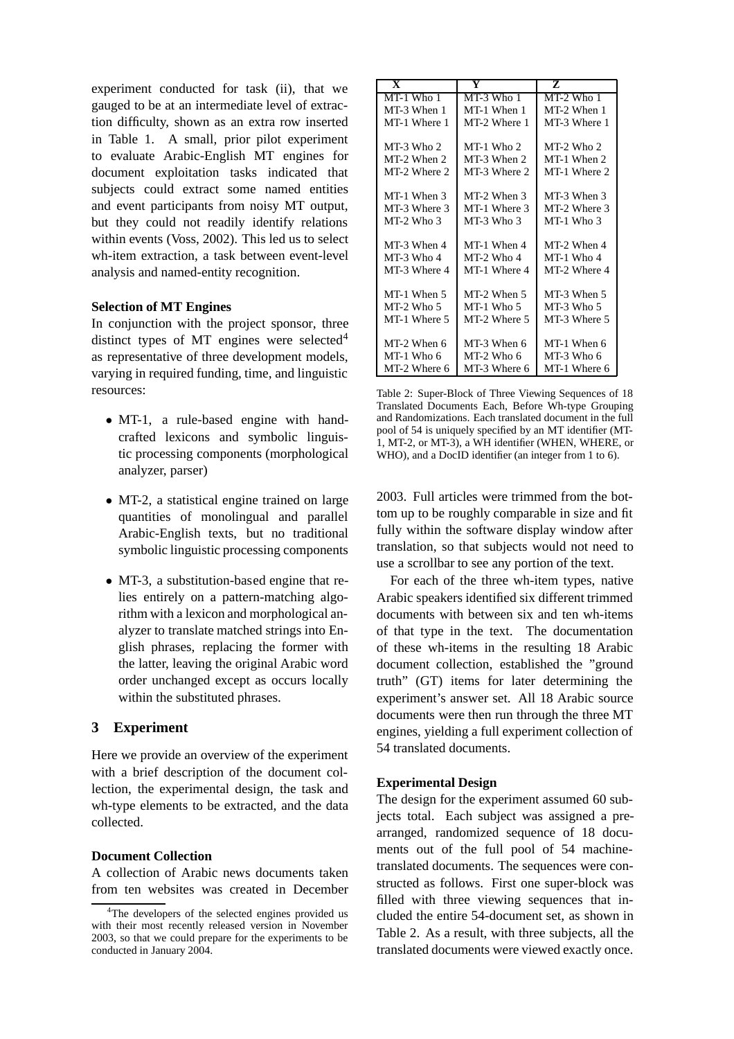experiment conducted for task (ii), that we gauged to be at an intermediate level of extraction difficulty, shown as an extra row inserted in Table 1. A small, prior pilot experiment to evaluate Arabic-English MT engines for document exploitation tasks indicated that subjects could extract some named entities and event participants from noisy MT output, but they could not readily identify relations within events (Voss, 2002). This led us to select wh-item extraction, a task between event-level analysis and named-entity recognition.

**Selection of MT Engines**

In conjunction with the project sponsor, three distinct types of MT engines were selected[4] as representative of three development models, varying in required funding, time, and linguistic resources:

- MT-1, a rule-based engine with hand-crafted lexicons and symbolic linguistic processing components (morphological analyzer, parser)
- MT-2, a statistical engine trained on large quantities of monolingual and parallel Arabic-English texts, but no traditional symbolic linguistic processing components
- MT-3, a substitution-based engine that relies entirely on a pattern-matching algorithm with a lexicon and morphological analyzer to translate matched strings into English phrases, replacing the former with the latter, leaving the original Arabic word order unchanged except as occurs locally within the substituted phrases.

## 3 Experiment

Here we provide an overview of the experiment with a brief description of the document collection, the experimental design, the task and wh-type elements to be extracted, and the data collected.

**Document Collection**

A collection of Arabic news documents taken from ten websites was created in December 2003. Full articles were trimmed from the bottom up to be roughly comparable in size and fit fully within the software display window after translation, so that subjects would not need to use a scrollbar to see any portion of the text.

| X | Y | Z |
|---|---|---|
| MT-1 Who 1 | MT-3 Who 1 | MT-2 Who 1 |
| MT-3 When 1 | MT-1 When 1 | MT-2 When 1 |
| MT-1 Where 1 | MT-2 Where 1 | MT-3 Where 1 |
| MT-3 Who 2 | MT-1 Who 2 | MT-2 Who 2 |
| MT-2 When 2 | MT-3 When 2 | MT-1 When 2 |
| MT-2 Where 2 | MT-3 Where 2 | MT-1 Where 2 |
| MT-1 When 3 | MT-2 When 3 | MT-3 When 3 |
| MT-3 Where 3 | MT-1 Where 3 | MT-2 Where 3 |
| MT-2 Who 3 | MT-3 Who 3 | MT-1 Who 3 |
| MT-3 When 4 | MT-1 When 4 | MT-2 When 4 |
| MT-3 Who 4 | MT-2 Who 4 | MT-1 Who 4 |
| MT-3 Where 4 | MT-1 Where 4 | MT-2 Where 4 |
| MT-1 When 5 | MT-2 When 5 | MT-3 When 5 |
| MT-2 Who 5 | MT-1 Who 5 | MT-3 Who 5 |
| MT-1 Where 5 | MT-2 Where 5 | MT-3 Where 5 |
| MT-2 When 6 | MT-3 When 6 | MT-1 When 6 |
| MT-1 Who 6 | MT-2 Who 6 | MT-3 Who 6 |
| MT-2 Where 6 | MT-3 Where 6 | MT-1 Where 6 |

Table 2: Super-Block of Three Viewing Sequences of 18 Translated Documents Each, Before Wh-type Grouping and Randomizations. Each translated document in the full pool of 54 is uniquely specified by an MT identifier (MT-1, MT-2, or MT-3), a WH identifier (WHEN, WHERE, or WHO), and a DocID identifier (an integer from 1 to 6).

For each of the three wh-item types, native Arabic speakers identified six different trimmed documents with between six and ten wh-items of that type in the text. The documentation of these wh-items in the resulting 18 Arabic document collection, established the "ground truth" (GT) items for later determining the experiment's answer set. All 18 Arabic source documents were then run through the three MT engines, yielding a full experiment collection of 54 translated documents.

**Experimental Design**

The design for the experiment assumed 60 subjects total. Each subject was assigned a prearranged, randomized sequence of 18 documents out of the full pool of 54 machine-translated documents. The sequences were constructed as follows. First one super-block was filled with three viewing sequences that included the entire 54-document set, as shown in Table 2. As a result, with three subjects, all the translated documents were viewed exactly once.

[4] The developers of the selected engines provided us with their most recently released version in November 2003, so that we could prepare for the experiments to be conducted in January 2004.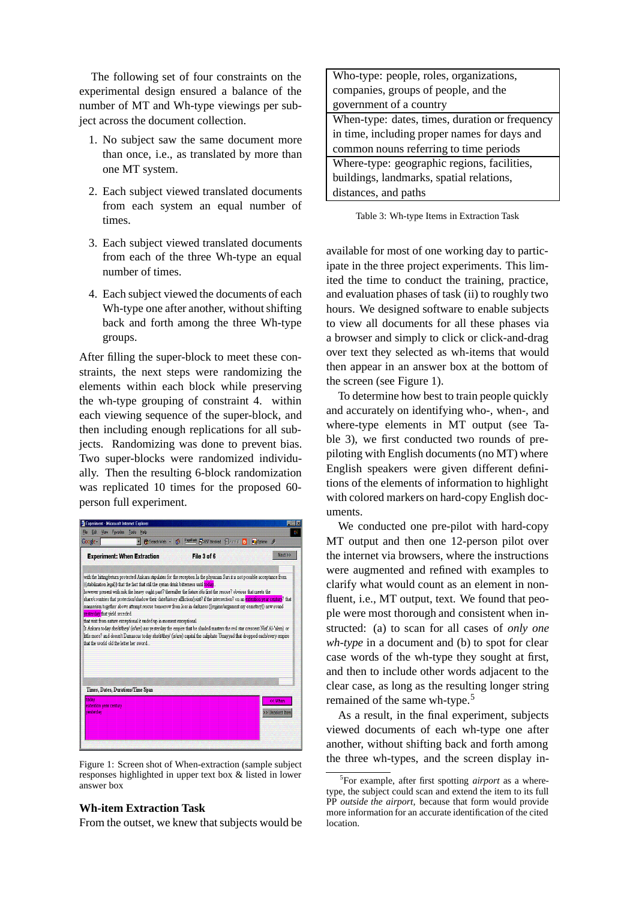The following set of four constraints on the experimental design ensured a balance of the number of MT and Wh-type viewings per subject across the document collection.

1. No subject saw the same document more than once, i.e., as translated by more than one MT system.
2. Each subject viewed translated documents from each system an equal number of times.
3. Each subject viewed translated documents from each of the three Wh-type an equal number of times.
4. Each subject viewed the documents of each Wh-type one after another, without shifting back and forth among the three Wh-type groups.

After filling the super-block to meet these constraints, the next steps were randomizing the elements within each block while preserving the wh-type grouping of constraint 4. within each viewing sequence of the super-block, and then including enough replications for all subjects. Randomizing was done to prevent bias. Two super-blocks were randomized individually. Then the resulting 6-block randomization was replicated 10 times for the proposed 60-person full experiment.

Figure 1: Screen shot of When-extraction (sample subject responses highlighted in upper text box & listed in lower answer box

## Wh-item Extraction Task

From the outset, we knew that subjects would be available for most of one working day to participate in the three project experiments. This limited the time to conduct the training, practice, and evaluation phases of task (ii) to roughly two hours. We designed software to enable subjects to view all documents for all these phases via a browser and simply to click or click-and-drag over text they selected as wh-items that would then appear in an answer box at the bottom of the screen (see Figure 1).

| Wh-type Items |
| --- |
| Who-type: people, roles, organizations, companies, groups of people, and the government of a country |
| When-type: dates, times, duration or frequency in time, including proper names for days and common nouns referring to time periods |
| Where-type: geographic regions, facilities, buildings, landmarks, spatial relations, distances, and paths |

Table 3: Wh-type Items in Extraction Task

To determine how best to train people quickly and accurately on identifying who-, when-, and where-type elements in MT output (see Table 3), we first conducted two rounds of pre-piloting with English documents (no MT) where English speakers were given different definitions of the elements of information to highlight with colored markers on hard-copy English documents.

We conducted one pre-pilot with hard-copy MT output and then one 12-person pilot over the internet via browsers, where the instructions were augmented and refined with examples to clarify what would count as an element in non-fluent, i.e., MT output, text. We found that people were most thorough and consistent when instructed: (a) to scan for all cases of *only one wh-type* in a document and (b) to spot for clear case words of the wh-type they sought at first, and then to include other words adjacent to the clear case, as long as the resulting longer string remained of the same wh-type.[5]

As a result, in the final experiment, subjects viewed documents of each wh-type one after another, without shifting back and forth among the three wh-types, and the screen display in-

[5] For example, after first spotting *airport* as a where-type, the subject could scan and extend the item to its full PP *outside the airport*, because that form would provide more information for an accurate identification of the cited location.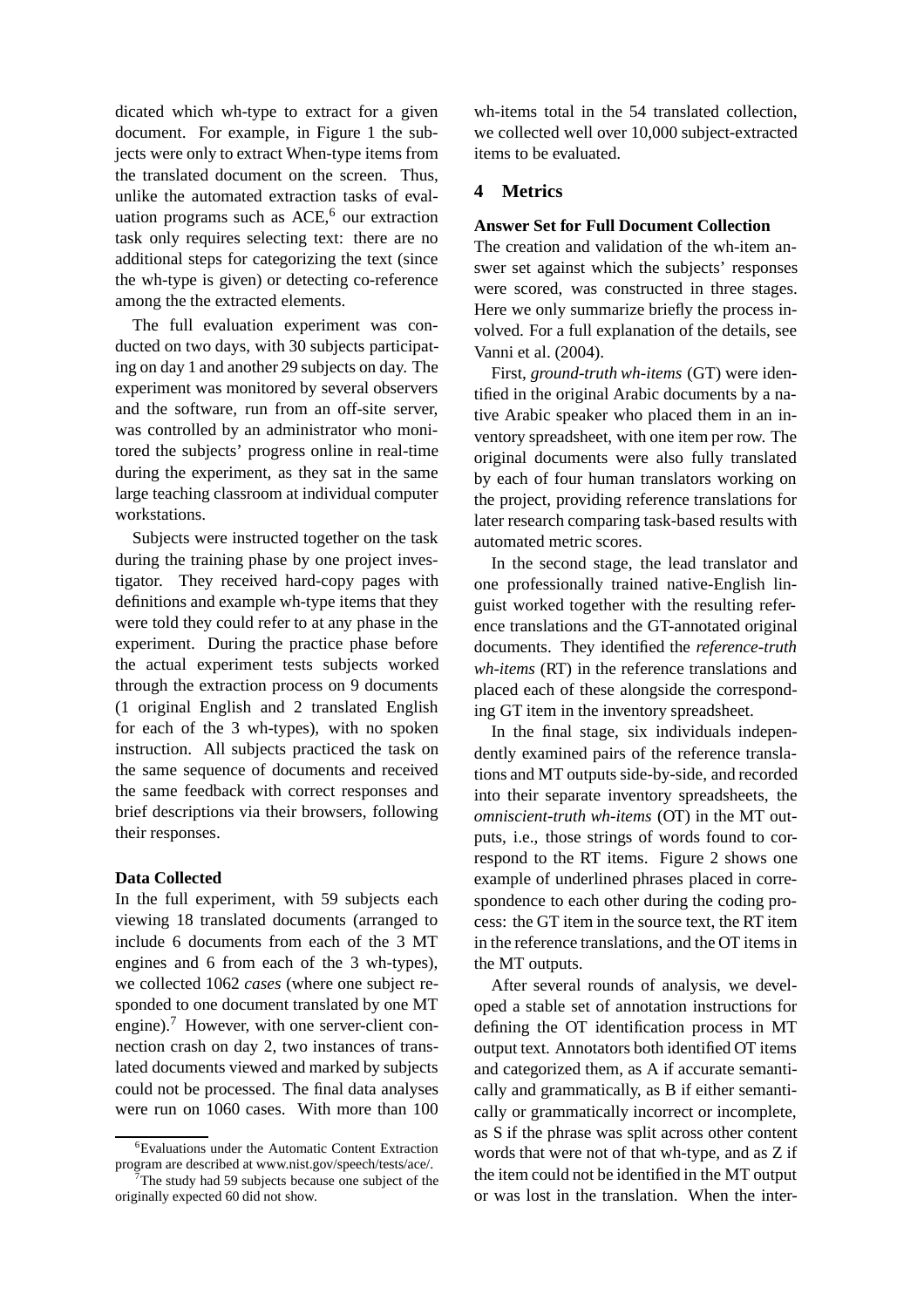dicated which wh-type to extract for a given document. For example, in Figure 1 the subjects were only to extract When-type items from the translated document on the screen. Thus, unlike the automated extraction tasks of evaluation programs such as ACE,[6] our extraction task only requires selecting text: there are no additional steps for categorizing the text (since the wh-type is given) or detecting co-reference among the the extracted elements.

The full evaluation experiment was conducted on two days, with 30 subjects participating on day 1 and another 29 subjects on day. The experiment was monitored by several observers and the software, run from an off-site server, was controlled by an administrator who monitored the subjects' progress online in real-time during the experiment, as they sat in the same large teaching classroom at individual computer workstations.

Subjects were instructed together on the task during the training phase by one project investigator. They received hard-copy pages with definitions and example wh-type items that they were told they could refer to at any phase in the experiment. During the practice phase before the actual experiment tests subjects worked through the extraction process on 9 documents (1 original English and 2 translated English for each of the 3 wh-types), with no spoken instruction. All subjects practiced the task on the same sequence of documents and received the same feedback with correct responses and brief descriptions via their browsers, following their responses.

**Data Collected**

In the full experiment, with 59 subjects each viewing 18 translated documents (arranged to include 6 documents from each of the 3 MT engines and 6 from each of the 3 wh-types), we collected 1062 *cases* (where one subject responded to one document translated by one MT engine).[7] However, with one server-client connection crash on day 2, two instances of translated documents viewed and marked by subjects could not be processed. The final data analyses were run on 1060 cases. With more than 100 wh-items total in the 54 translated collection, we collected well over 10,000 subject-extracted items to be evaluated.

## 4 Metrics

**Answer Set for Full Document Collection**

The creation and validation of the wh-item answer set against which the subjects' responses were scored, was constructed in three stages. Here we only summarize briefly the process involved. For a full explanation of the details, see Vanni et al. (2004).

First, *ground-truth wh-items* (GT) were identified in the original Arabic documents by a native Arabic speaker who placed them in an inventory spreadsheet, with one item per row. The original documents were also fully translated by each of four human translators working on the project, providing reference translations for later research comparing task-based results with automated metric scores.

In the second stage, the lead translator and one professionally trained native-English linguist worked together with the resulting reference translations and the GT-annotated original documents. They identified the *reference-truth wh-items* (RT) in the reference translations and placed each of these alongside the corresponding GT item in the inventory spreadsheet.

In the final stage, six individuals independently examined pairs of the reference translations and MT outputs side-by-side, and recorded into their separate inventory spreadsheets, the *omniscient-truth wh-items* (OT) in the MT outputs, i.e., those strings of words found to correspond to the RT items. Figure 2 shows one example of underlined phrases placed in correspondence to each other during the coding process: the GT item in the source text, the RT item in the reference translations, and the OT items in the MT outputs.

After several rounds of analysis, we developed a stable set of annotation instructions for defining the OT identification process in MT output text. Annotators both identified OT items and categorized them, as A if accurate semantically and grammatically, as B if either semantically or grammatically incorrect or incomplete, as S if the phrase was split across other content words that were not of that wh-type, and as Z if the item could not be identified in the MT output or was lost in the translation. When the inter-

[6] Evaluations under the Automatic Content Extraction program are described at www.nist.gov/speech/tests/ace/.

[7] The study had 59 subjects because one subject of the originally expected 60 did not show.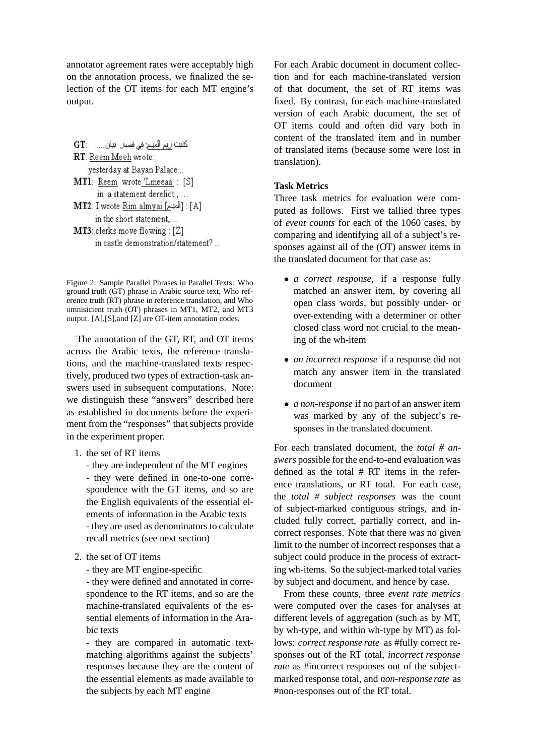annotator agreement rates were acceptably high on the annotation process, we finalized the selection of the OT items for each MT engine's output.

GT: كتبت ريم المبيح: في قصر بيان....
RT: Reem Meeh wrote:
yesterday at Bayan Palace...
MT1: Reem wrote 'Lmeeaa : [S]
in a statement derelict , ...
MT2: I wrote Rim almyai [المبيح] : [A]
in the short statement, ...
MT3: clerks move flowing : [Z]
in castle demonstration/statement? ...

Figure 2: Sample Parallel Phrases in Parallel Texts: Who ground truth (GT) phrase in Arabic source text, Who reference truth (RT) phrase in reference translation, and Who omnisicient truth (OT) phrases in MT1, MT2, and MT3 output. [A],[S],and [Z] are OT-item annotation codes.

The annotation of the GT, RT, and OT items across the Arabic texts, the reference translations, and the machine-translated texts respectively, produced two types of extraction-task answers used in subsequent computations. Note: we distinguish these "answers" described here as established in documents before the experiment from the "responses" that subjects provide in the experiment proper.

1. the set of RT items
   - they are independent of the MT engines
   - they were defined in one-to-one correspondence with the GT items, and so are the English equivalents of the essential elements of information in the Arabic texts
   - they are used as denominators to calculate recall metrics (see next section)
2. the set of OT items
   - they are MT engine-specific
   - they were defined and annotated in correspondence to the RT items, and so are the machine-translated equivalents of the essential elements of information in the Arabic texts
   - they are compared in automatic text-matching algorithms against the subjects' responses because they are the content of the essential elements as made available to the subjects by each MT engine

For each Arabic document in document collection and for each machine-translated version of that document, the set of RT items was fixed. By contrast, for each machine-translated version of each Arabic document, the set of OT items could and often did vary both in content of the translated item and in number of translated items (because some were lost in translation).

**Task Metrics**

Three task metrics for evaluation were computed as follows. First we tallied three types of *event counts* for each of the 1060 cases, by comparing and identifying all of a subject's responses against all of the (OT) answer items in the translated document for that case as:

- *a correct response,* if a response fully matched an answer item, by covering all open class words, but possibly under- or over-extending with a determiner or other closed class word not crucial to the meaning of the wh-item
- *an incorrect response* if a response did not match any answer item in the translated document
- *a non-response* if no part of an answer item was marked by any of the subject's responses in the translated document.

For each translated document, the *total # answers* possible for the end-to-end evaluation was defined as the total # RT items in the reference translations, or RT total. For each case, the *total # subject responses* was the count of subject-marked contiguous strings, and included fully correct, partially correct, and incorrect responses. Note that there was no given limit to the number of incorrect responses that a subject could produce in the process of extracting wh-items. So the subject-marked total varies by subject and document, and hence by case.

From these counts, three *event rate metrics* were computed over the cases for analyses at different levels of aggregation (such as by MT, by wh-type, and within wh-type by MT) as follows: *correct response rate* as #fully correct responses out of the RT total, *incorrect response rate* as #incorrect responses out of the subject-marked response total, and *non-response rate* as #non-responses out of the RT total.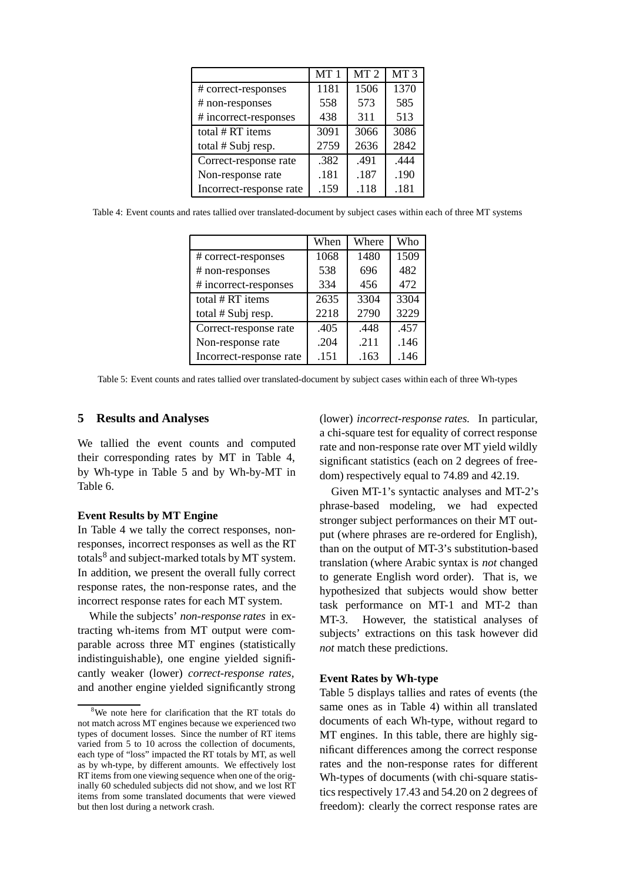|  | MT 1 | MT 2 | MT 3 |
|---|---|---|---|
| # correct-responses | 1181 | 1506 | 1370 |
| # non-responses | 558 | 573 | 585 |
| # incorrect-responses | 438 | 311 | 513 |
| total # RT items | 3091 | 3066 | 3086 |
| total # Subj resp. | 2759 | 2636 | 2842 |
| Correct-response rate | .382 | .491 | .444 |
| Non-response rate | .181 | .187 | .190 |
| Incorrect-response rate | .159 | .118 | .181 |

Table 4: Event counts and rates tallied over translated-document by subject cases within each of three MT systems

|  | When | Where | Who |
|---|---|---|---|
| # correct-responses | 1068 | 1480 | 1509 |
| # non-responses | 538 | 696 | 482 |
| # incorrect-responses | 334 | 456 | 472 |
| total # RT items | 2635 | 3304 | 3304 |
| total # Subj resp. | 2218 | 2790 | 3229 |
| Correct-response rate | .405 | .448 | .457 |
| Non-response rate | .204 | .211 | .146 |
| Incorrect-response rate | .151 | .163 | .146 |

Table 5: Event counts and rates tallied over translated-document by subject cases within each of three Wh-types

## 5 Results and Analyses

We tallied the event counts and computed their corresponding rates by MT in Table 4, by Wh-type in Table 5 and by Wh-by-MT in Table 6.

**Event Results by MT Engine**

In Table 4 we tally the correct responses, non-responses, incorrect responses as well as the RT totals[8] and subject-marked totals by MT system. In addition, we present the overall fully correct response rates, the non-response rates, and the incorrect response rates for each MT system.

While the subjects' *non-response rates* in extracting wh-items from MT output were comparable across three MT engines (statistically indistinguishable), one engine yielded significantly weaker (lower) *correct-response rates*, and another engine yielded significantly strong (lower) *incorrect-response rates.* In particular, a chi-square test for equality of correct response rate and non-response rate over MT yield wildly significant statistics (each on 2 degrees of freedom) respectively equal to 74.89 and 42.19.

Given MT-1's syntactic analyses and MT-2's phrase-based modeling, we had expected stronger subject performances on their MT output (where phrases are re-ordered for English), than on the output of MT-3's substitution-based translation (where Arabic syntax is *not* changed to generate English word order). That is, we hypothesized that subjects would show better task performance on MT-1 and MT-2 than MT-3. However, the statistical analyses of subjects' extractions on this task however did *not* match these predictions.

**Event Rates by Wh-type**

Table 5 displays tallies and rates of events (the same ones as in Table 4) within all translated documents of each Wh-type, without regard to MT engines. In this table, there are highly significant differences among the correct response rates and the non-response rates for different Wh-types of documents (with chi-square statistics respectively 17.43 and 54.20 on 2 degrees of freedom): clearly the correct response rates are

[8] We note here for clarification that the RT totals do not match across MT engines because we experienced two types of document losses. Since the number of RT items varied from 5 to 10 across the collection of documents, each type of "loss" impacted the RT totals by MT, as well as by wh-type, by different amounts. We effectively lost RT items from one viewing sequence when one of the originally 60 scheduled subjects did not show, and we lost RT items from some translated documents that were viewed but then lost during a network crash.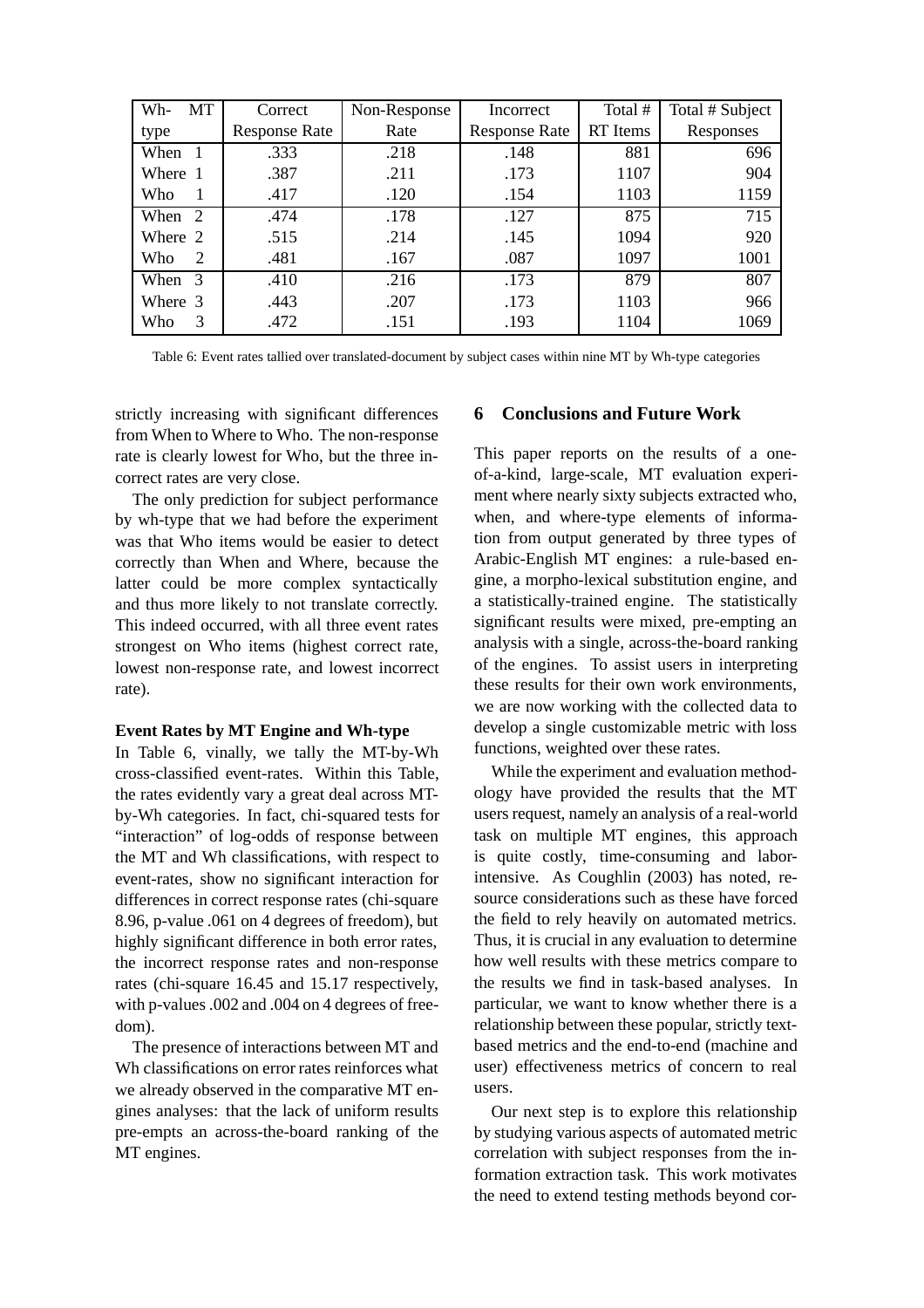| Wh- type | MT | Correct Response Rate | Non-Response Rate | Incorrect Response Rate | Total # RT Items | Total # Subject Responses |
|---|---|---|---|---|---|---|
| When | 1 | .333 | .218 | .148 | 881 | 696 |
| Where | 1 | .387 | .211 | .173 | 1107 | 904 |
| Who | 1 | .417 | .120 | .154 | 1103 | 1159 |
| When | 2 | .474 | .178 | .127 | 875 | 715 |
| Where | 2 | .515 | .214 | .145 | 1094 | 920 |
| Who | 2 | .481 | .167 | .087 | 1097 | 1001 |
| When | 3 | .410 | .216 | .173 | 879 | 807 |
| Where | 3 | .443 | .207 | .173 | 1103 | 966 |
| Who | 3 | .472 | .151 | .193 | 1104 | 1069 |

Table 6: Event rates tallied over translated-document by subject cases within nine MT by Wh-type categories

strictly increasing with significant differences from When to Where to Who. The non-response rate is clearly lowest for Who, but the three incorrect rates are very close.

The only prediction for subject performance by wh-type that we had before the experiment was that Who items would be easier to detect correctly than When and Where, because the latter could be more complex syntactically and thus more likely to not translate correctly. This indeed occurred, with all three event rates strongest on Who items (highest correct rate, lowest non-response rate, and lowest incorrect rate).

**Event Rates by MT Engine and Wh-type**

In Table 6, vinally, we tally the MT-by-Wh cross-classified event-rates. Within this Table, the rates evidently vary a great deal across MT-by-Wh categories. In fact, chi-squared tests for "interaction" of log-odds of response between the MT and Wh classifications, with respect to event-rates, show no significant interaction for differences in correct response rates (chi-square 8.96, p-value .061 on 4 degrees of freedom), but highly significant difference in both error rates, the incorrect response rates and non-response rates (chi-square 16.45 and 15.17 respectively, with p-values .002 and .004 on 4 degrees of freedom).

The presence of interactions between MT and Wh classifications on error rates reinforces what we already observed in the comparative MT engines analyses: that the lack of uniform results pre-empts an across-the-board ranking of the MT engines.

## 6 Conclusions and Future Work

This paper reports on the results of a one-of-a-kind, large-scale, MT evaluation experiment where nearly sixty subjects extracted who, when, and where-type elements of information from output generated by three types of Arabic-English MT engines: a rule-based engine, a morpho-lexical substitution engine, and a statistically-trained engine. The statistically significant results were mixed, pre-empting an analysis with a single, across-the-board ranking of the engines. To assist users in interpreting these results for their own work environments, we are now working with the collected data to develop a single customizable metric with loss functions, weighted over these rates.

While the experiment and evaluation methodology have provided the results that the MT users request, namely an analysis of a real-world task on multiple MT engines, this approach is quite costly, time-consuming and labor-intensive. As Coughlin (2003) has noted, resource considerations such as these have forced the field to rely heavily on automated metrics. Thus, it is crucial in any evaluation to determine how well results with these metrics compare to the results we find in task-based analyses. In particular, we want to know whether there is a relationship between these popular, strictly text-based metrics and the end-to-end (machine and user) effectiveness metrics of concern to real users.

Our next step is to explore this relationship by studying various aspects of automated metric correlation with subject responses from the information extraction task. This work motivates the need to extend testing methods beyond cor-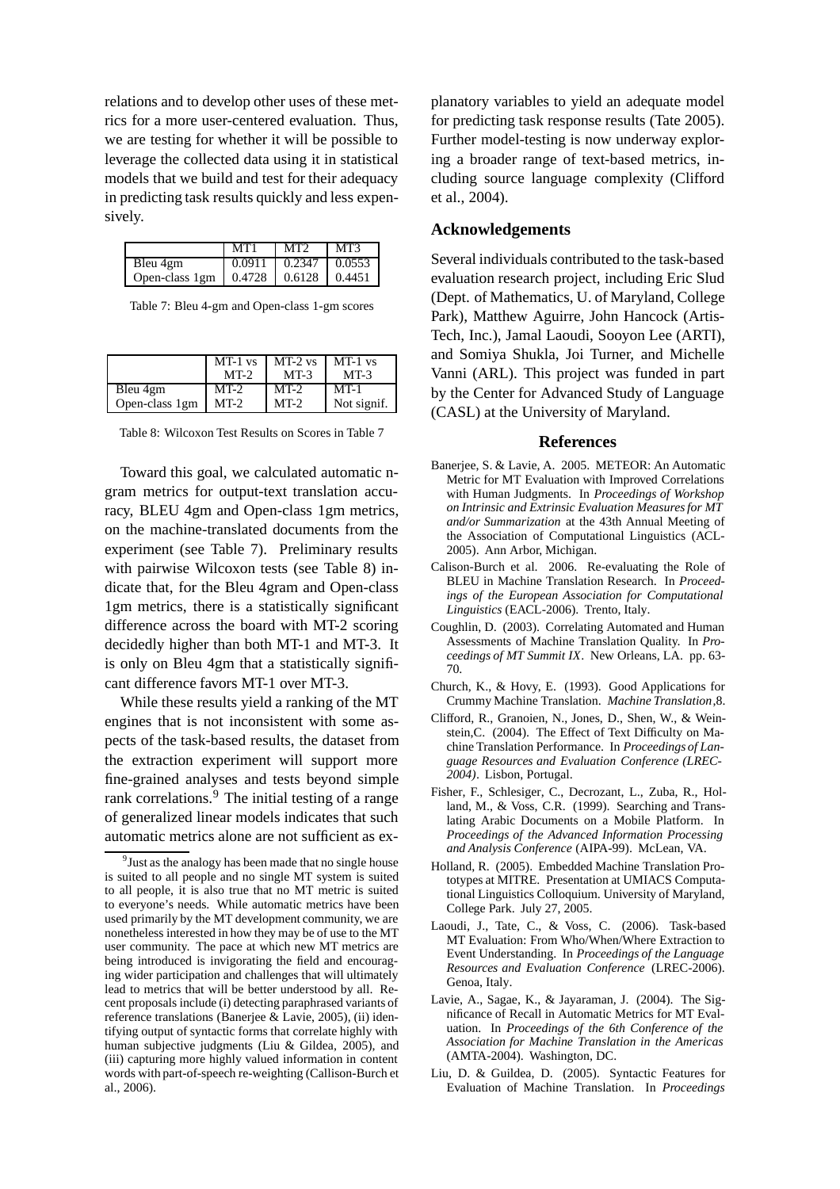relations and to develop other uses of these metrics for a more user-centered evaluation. Thus, we are testing for whether it will be possible to leverage the collected data using it in statistical models that we build and test for their adequacy in predicting task results quickly and less expensively.

| | MT1 | MT2 | MT3 |
|---|---|---|---|
| Bleu 4gm | 0.0911 | 0.2347 | 0.0553 |
| Open-class 1gm | 0.4728 | 0.6128 | 0.4451 |

Table 7: Bleu 4-gm and Open-class 1-gm scores

| | MT-1 vs MT-2 | MT-2 vs MT-3 | MT-1 vs MT-3 |
|---|---|---|---|
| Bleu 4gm | MT-2 | MT-2 | MT-1 |
| Open-class 1gm | MT-2 | MT-2 | Not signif. |

Table 8: Wilcoxon Test Results on Scores in Table 7

Toward this goal, we calculated automatic n-gram metrics for output-text translation accuracy, BLEU 4gm and Open-class 1gm metrics, on the machine-translated documents from the experiment (see Table 7). Preliminary results with pairwise Wilcoxon tests (see Table 8) indicate that, for the Bleu 4gram and Open-class 1gm metrics, there is a statistically significant difference across the board with MT-2 scoring decidedly higher than both MT-1 and MT-3. It is only on Bleu 4gm that a statistically significant difference favors MT-1 over MT-3.

While these results yield a ranking of the MT engines that is not inconsistent with some aspects of the task-based results, the dataset from the extraction experiment will support more fine-grained analyses and tests beyond simple rank correlations.[9] The initial testing of a range of generalized linear models indicates that such automatic metrics alone are not sufficient as explanatory variables to yield an adequate model for predicting task response results (Tate 2005). Further model-testing is now underway exploring a broader range of text-based metrics, including source language complexity (Clifford et al., 2004).

[9] Just as the analogy has been made that no single house is suited to all people and no single MT system is suited to all people, it is also true that no MT metric is suited to everyone's needs. While automatic metrics have been used primarily by the MT development community, we are nonetheless interested in how they may be of use to the MT user community. The pace at which new MT metrics are being introduced is invigorating the field and encouraging wider participation and challenges that will ultimately lead to metrics that will be better understood by all. Recent proposals include (i) detecting paraphrased variants of reference translations (Banerjee & Lavie, 2005), (ii) identifying output of syntactic forms that correlate highly with human subjective judgments (Liu & Gildea, 2005), and (iii) capturing more highly valued information in content words with part-of-speech re-weighting (Callison-Burch et al., 2006).

## Acknowledgements

Several individuals contributed to the task-based evaluation research project, including Eric Slud (Dept. of Mathematics, U. of Maryland, College Park), Matthew Aguirre, John Hancock (Artis-Tech, Inc.), Jamal Laoudi, Sooyon Lee (ARTI), and Somiya Shukla, Joi Turner, and Michelle Vanni (ARL). This project was funded in part by the Center for Advanced Study of Language (CASL) at the University of Maryland.

## References

Banerjee, S. & Lavie, A. 2005. METEOR: An Automatic Metric for MT Evaluation with Improved Correlations with Human Judgments. In *Proceedings of Workshop on Intrinsic and Extrinsic Evaluation Measures for MT and/or Summarization* at the 43th Annual Meeting of the Association of Computational Linguistics (ACL-2005). Ann Arbor, Michigan.

Calison-Burch et al. 2006. Re-evaluating the Role of BLEU in Machine Translation Research. In *Proceedings of the European Association for Computational Linguistics* (EACL-2006). Trento, Italy.

Coughlin, D. (2003). Correlating Automated and Human Assessments of Machine Translation Quality. In *Proceedings of MT Summit IX*. New Orleans, LA. pp. 63-70.

Church, K., & Hovy, E. (1993). Good Applications for Crummy Machine Translation. *Machine Translation*,8.

Clifford, R., Granoien, N., Jones, D., Shen, W., & Weinstein,C. (2004). The Effect of Text Difficulty on Machine Translation Performance. In *Proceedings of Language Resources and Evaluation Conference (LREC-2004)*. Lisbon, Portugal.

Fisher, F., Schlesiger, C., Decrozant, L., Zuba, R., Holland, M., & Voss, C.R. (1999). Searching and Translating Arabic Documents on a Mobile Platform. In *Proceedings of the Advanced Information Processing and Analysis Conference* (AIPA-99). McLean, VA.

Holland, R. (2005). Embedded Machine Translation Prototypes at MITRE. Presentation at UMIACS Computational Linguistics Colloquium. University of Maryland, College Park. July 27, 2005.

Laoudi, J., Tate, C., & Voss, C. (2006). Task-based MT Evaluation: From Who/When/Where Extraction to Event Understanding. In *Proceedings of the Language Resources and Evaluation Conference* (LREC-2006). Genoa, Italy.

Lavie, A., Sagae, K., & Jayaraman, J. (2004). The Significance of Recall in Automatic Metrics for MT Evaluation. In *Proceedings of the 6th Conference of the Association for Machine Translation in the Americas* (AMTA-2004). Washington, DC.

Liu, D. & Guildea, D. (2005). Syntactic Features for Evaluation of Machine Translation. In *Proceedings*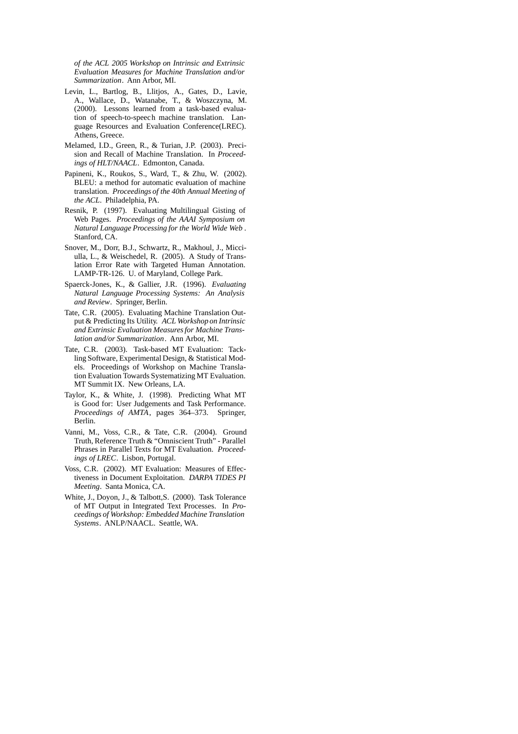*of the ACL 2005 Workshop on Intrinsic and Extrinsic Evaluation Measures for Machine Translation and/or Summarization*. Ann Arbor, MI.

Levin, L., Bartlog, B., Llitjos, A., Gates, D., Lavie, A., Wallace, D., Watanabe, T., & Woszczyna, M. (2000). Lessons learned from a task-based evaluation of speech-to-speech machine translation. Language Resources and Evaluation Conference(LREC). Athens, Greece.

Melamed, I.D., Green, R., & Turian, J.P. (2003). Precision and Recall of Machine Translation. In *Proceedings of HLT/NAACL*. Edmonton, Canada.

Papineni, K., Roukos, S., Ward, T., & Zhu, W. (2002). BLEU: a method for automatic evaluation of machine translation. *Proceedings of the 40th Annual Meeting of the ACL*. Philadelphia, PA.

Resnik, P. (1997). Evaluating Multilingual Gisting of Web Pages. *Proceedings of the AAAI Symposium on Natural Language Processing for the World Wide Web*. Stanford, CA.

Snover, M., Dorr, B.J., Schwartz, R., Makhoul, J., Micciulla, L., & Weischedel, R. (2005). A Study of Translation Error Rate with Targeted Human Annotation. LAMP-TR-126. U. of Maryland, College Park.

Spaerck-Jones, K., & Gallier, J.R. (1996). *Evaluating Natural Language Processing Systems: An Analysis and Review*. Springer, Berlin.

Tate, C.R. (2005). Evaluating Machine Translation Output & Predicting Its Utility. *ACL Workshop on Intrinsic and Extrinsic Evaluation Measures for Machine Translation and/or Summarization*. Ann Arbor, MI.

Tate, C.R. (2003). Task-based MT Evaluation: Tackling Software, Experimental Design, & Statistical Models. Proceedings of Workshop on Machine Translation Evaluation Towards Systematizing MT Evaluation. MT Summit IX. New Orleans, LA.

Taylor, K., & White, J. (1998). Predicting What MT is Good for: User Judgements and Task Performance. *Proceedings of AMTA*, pages 364–373. Springer, Berlin.

Vanni, M., Voss, C.R., & Tate, C.R. (2004). Ground Truth, Reference Truth & "Omniscient Truth" - Parallel Phrases in Parallel Texts for MT Evaluation. *Proceedings of LREC*. Lisbon, Portugal.

Voss, C.R. (2002). MT Evaluation: Measures of Effectiveness in Document Exploitation. *DARPA TIDES PI Meeting*. Santa Monica, CA.

White, J., Doyon, J., & Talbott,S. (2000). Task Tolerance of MT Output in Integrated Text Processes. In *Proceedings of Workshop: Embedded Machine Translation Systems*. ANLP/NAACL. Seattle, WA.